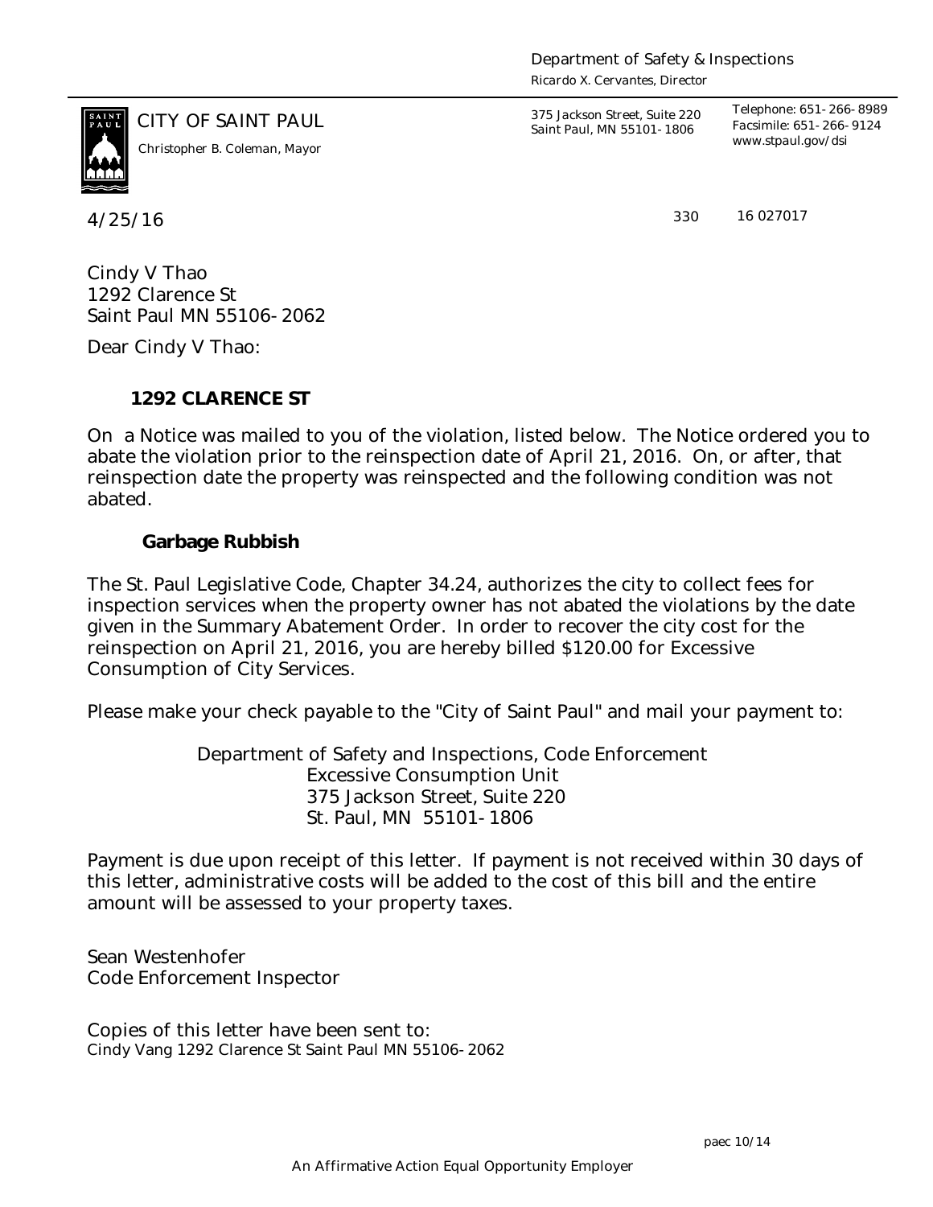Department of Safety & Inspections
*Ricardo X. Cervantes, Director*

CITY OF SAINT PAUL
*Christopher B. Coleman, Mayor*

375 Jackson Street, Suite 220
Saint Paul, MN 55101-1806

Telephone: 651-266-8989
Facsimile: 651-266-9124
www.stpaul.gov/dsi

4/25/16 330 16 027017

Cindy V Thao
1292 Clarence St
Saint Paul MN 55106-2062

Dear Cindy V Thao:

**1292 CLARENCE ST**

On a Notice was mailed to you of the violation, listed below. The Notice ordered you to abate the violation prior to the reinspection date of April 21, 2016. On, or after, that reinspection date the property was reinspected and the following condition was not abated.

**Garbage Rubbish**

The St. Paul Legislative Code, Chapter 34.24, authorizes the city to collect fees for inspection services when the property owner has not abated the violations by the date given in the Summary Abatement Order. In order to recover the city cost for the reinspection on April 21, 2016, you are hereby billed $120.00 for Excessive Consumption of City Services.

Please make your check payable to the "City of Saint Paul" and mail your payment to:

Department of Safety and Inspections, Code Enforcement
Excessive Consumption Unit
375 Jackson Street, Suite 220
St. Paul, MN 55101-1806

Payment is due upon receipt of this letter. If payment is not received within 30 days of this letter, administrative costs will be added to the cost of this bill and the entire amount will be assessed to your property taxes.

Sean Westenhofer
Code Enforcement Inspector

Copies of this letter have been sent to:
Cindy Vang 1292 Clarence St Saint Paul MN 55106-2062

paec 10/14

An Affirmative Action Equal Opportunity Employer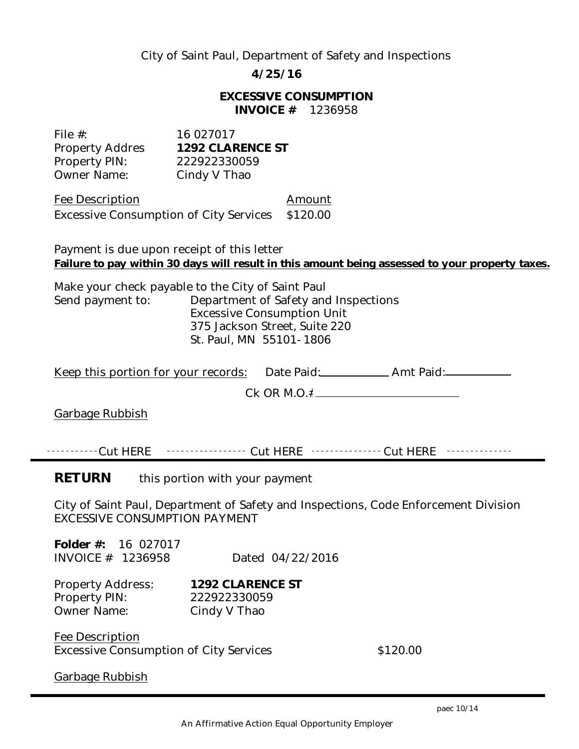City of Saint Paul, Department of Safety and Inspections

**4/25/16**

**EXCESSIVE CONSUMPTION**
**INVOICE #** 1236958

File #: 16 027017
Property Addres **1292 CLARENCE ST**
Property PIN: 222922330059
Owner Name: Cindy V Thao

| Fee Description | Amount |
| --- | --- |
| Excessive Consumption of City Services | $120.00 |

Payment is due upon receipt of this letter
**Failure to pay within 30 days will result in this amount being assessed to your property taxes.**

Make your check payable to the City of Saint Paul
Send payment to: Department of Safety and Inspections
Excessive Consumption Unit
375 Jackson Street, Suite 220
St. Paul, MN 55101-1806

Keep this portion for your records: Date Paid:__________ Amt Paid:__________

Ck OR M.O.#____________________

Garbage Rubbish

-----------Cut HERE ---------------- Cut HERE -------------- Cut HERE -------------

**RETURN** this portion with your payment

City of Saint Paul, Department of Safety and Inspections, Code Enforcement Division
EXCESSIVE CONSUMPTION PAYMENT

**Folder #:** 16 027017
INVOICE # 1236958 Dated 04/22/2016

Property Address: **1292 CLARENCE ST**
Property PIN: 222922330059
Owner Name: Cindy V Thao

| Fee Description | |
| --- | --- |
| Excessive Consumption of City Services | $120.00 |

Garbage Rubbish

paec 10/14

An Affirmative Action Equal Opportunity Employer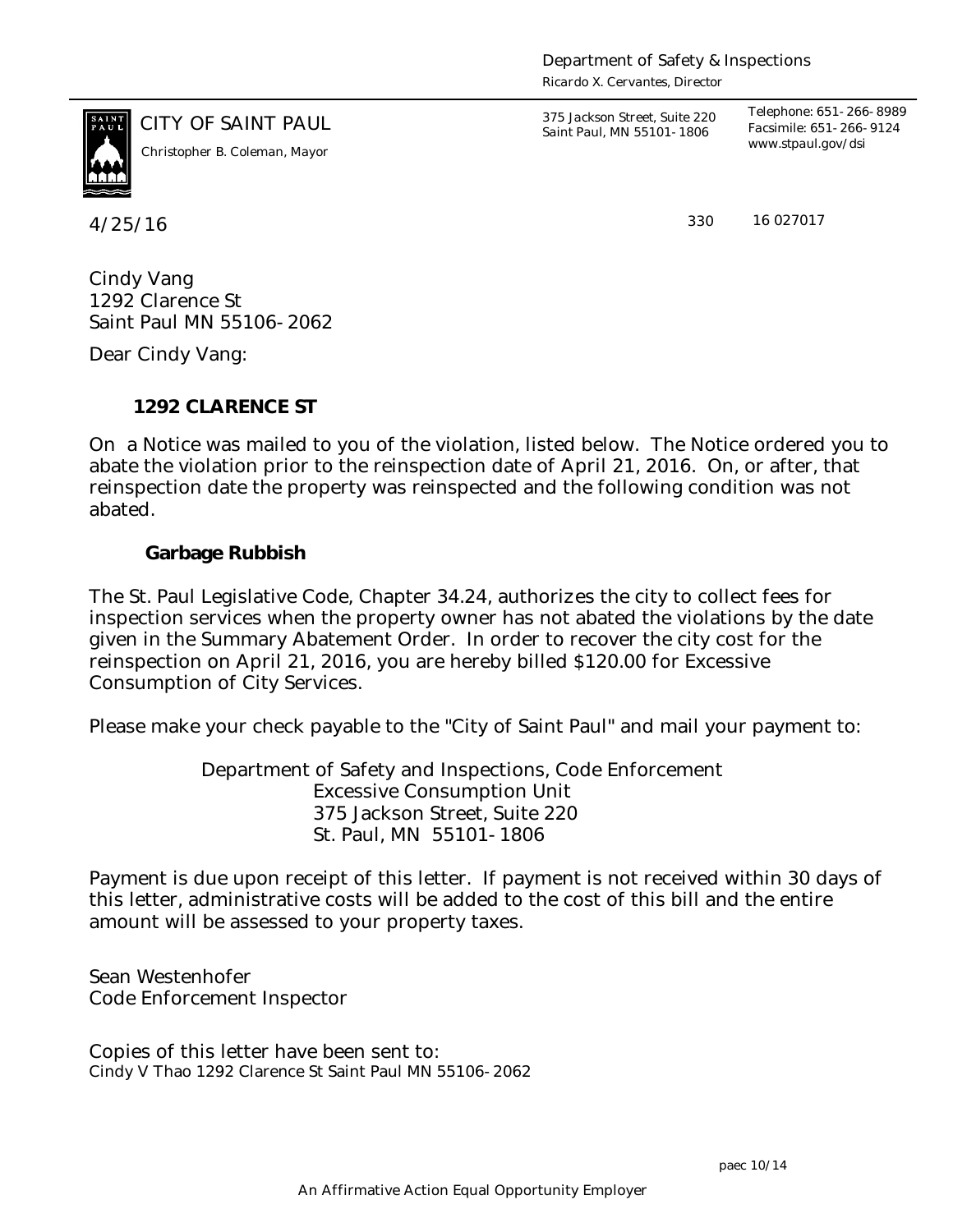Department of Safety & Inspections
*Ricardo X. Cervantes, Director*

CITY OF SAINT PAUL
*Christopher B. Coleman, Mayor*

375 Jackson Street, Suite 220
Saint Paul, MN 55101-1806

Telephone: 651-266-8989
Facsimile: 651-266-9124
www.stpaul.gov/dsi

4/25/16

330 16 027017

Cindy Vang
1292 Clarence St
Saint Paul MN 55106-2062

Dear Cindy Vang:

**1292 CLARENCE ST**

On a Notice was mailed to you of the violation, listed below. The Notice ordered you to abate the violation prior to the reinspection date of April 21, 2016. On, or after, that reinspection date the property was reinspected and the following condition was not abated.

**Garbage Rubbish**

The St. Paul Legislative Code, Chapter 34.24, authorizes the city to collect fees for inspection services when the property owner has not abated the violations by the date given in the Summary Abatement Order. In order to recover the city cost for the reinspection on April 21, 2016, you are hereby billed $120.00 for Excessive Consumption of City Services.

Please make your check payable to the "City of Saint Paul" and mail your payment to:

Department of Safety and Inspections, Code Enforcement
Excessive Consumption Unit
375 Jackson Street, Suite 220
St. Paul, MN 55101-1806

Payment is due upon receipt of this letter. If payment is not received within 30 days of this letter, administrative costs will be added to the cost of this bill and the entire amount will be assessed to your property taxes.

Sean Westenhofer
Code Enforcement Inspector

Copies of this letter have been sent to:
Cindy V Thao 1292 Clarence St Saint Paul MN 55106-2062

paec 10/14

An Affirmative Action Equal Opportunity Employer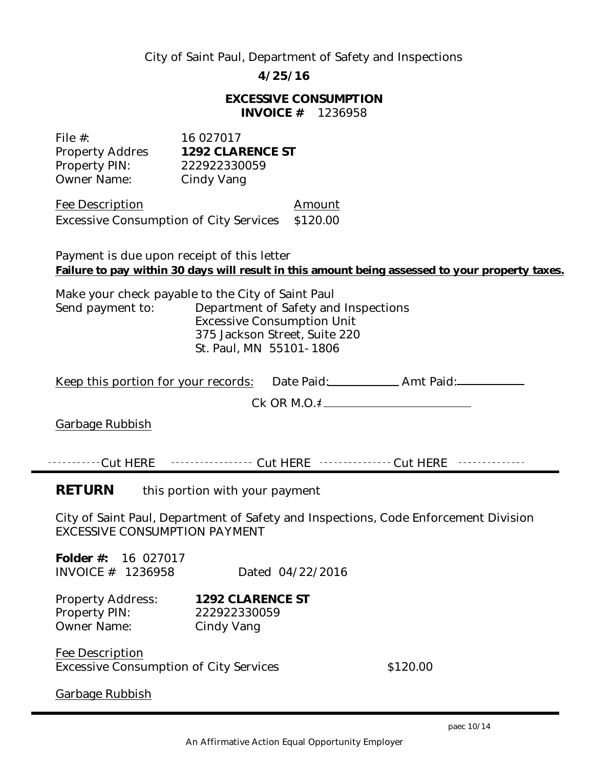City of Saint Paul, Department of Safety and Inspections

**4/25/16**

**EXCESSIVE CONSUMPTION**
**INVOICE #** 1236958

File #: 16 027017
Property Addres **1292 CLARENCE ST**
Property PIN: 222922330059
Owner Name: Cindy Vang

| Fee Description | Amount |
|---|---|
| Excessive Consumption of City Services | $120.00 |

Payment is due upon receipt of this letter
**Failure to pay within 30 days will result in this amount being assessed to your property taxes.**

Make your check payable to the City of Saint Paul
Send payment to: Department of Safety and Inspections
Excessive Consumption Unit
375 Jackson Street, Suite 220
St. Paul, MN 55101-1806

Keep this portion for your records: Date Paid:\_\_\_\_\_\_\_\_\_\_ Amt Paid:\_\_\_\_\_\_\_\_\_\_

Ck OR M.O.#\_\_\_\_\_\_\_\_\_\_\_\_\_\_\_\_\_\_\_\_

Garbage Rubbish

-----------Cut HERE ----------------- Cut HERE --------------- Cut HERE -------------

**RETURN** this portion with your payment

City of Saint Paul, Department of Safety and Inspections, Code Enforcement Division
EXCESSIVE CONSUMPTION PAYMENT

**Folder #:** 16 027017
INVOICE # 1236958 Dated 04/22/2016

Property Address: **1292 CLARENCE ST**
Property PIN: 222922330059
Owner Name: Cindy Vang

| Fee Description | |
|---|---|
| Excessive Consumption of City Services | $120.00 |

Garbage Rubbish

paec 10/14

An Affirmative Action Equal Opportunity Employer